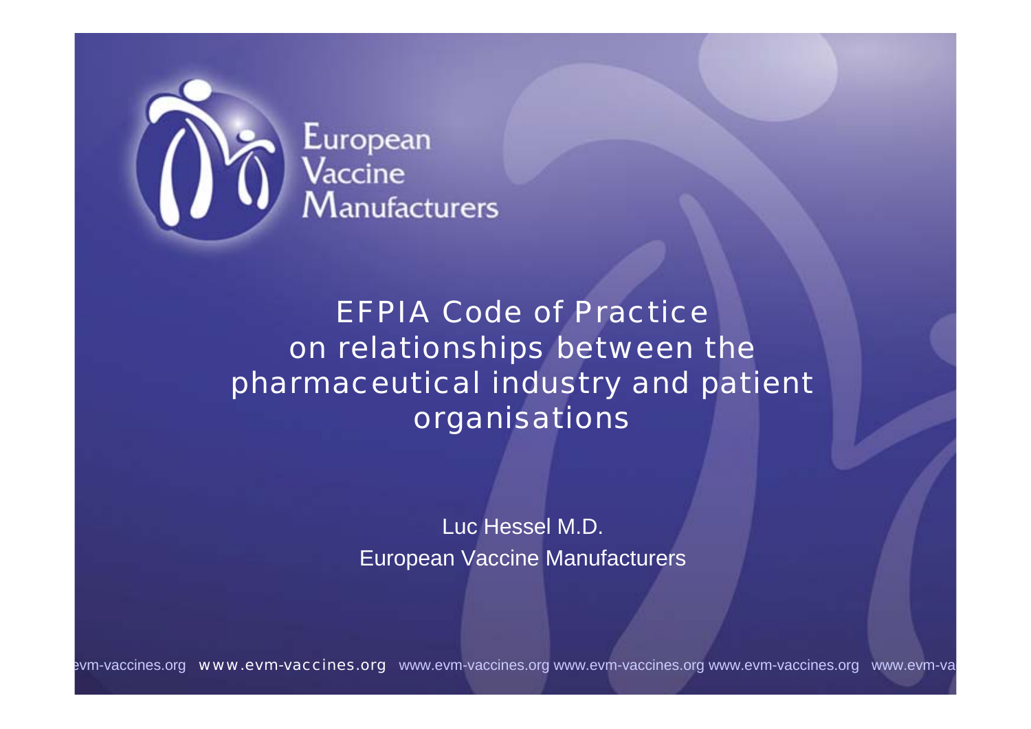European Vaccine Manufacturers

# EFPIA Code of Practice on relationships between the pharmaceutical industry and patient organisations

Luc Hessel M.D.

European Vaccine Manufacturers

www.evm-vaccines.org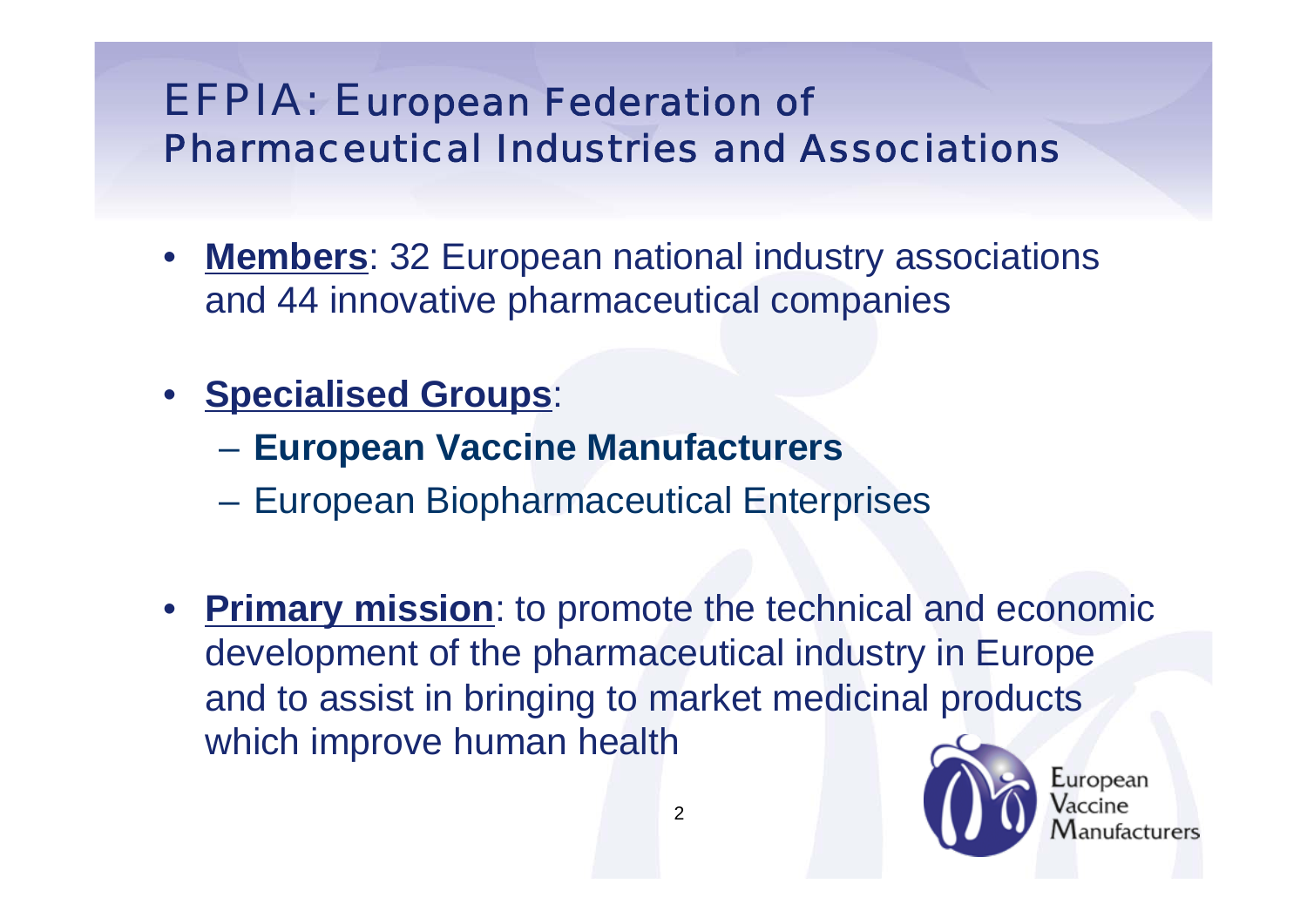# EFPIA: European Federation of Pharmaceutical Industries and Associations

- **Members**: 32 European national industry associations and 44 innovative pharmaceutical companies
- **Specialised Groups**:
  - **European Vaccine Manufacturers**
  - European Biopharmaceutical Enterprises
- **Primary mission**: to promote the technical and economic development of the pharmaceutical industry in Europe and to assist in bringing to market medicinal products which improve human health

European Vaccine Manufacturers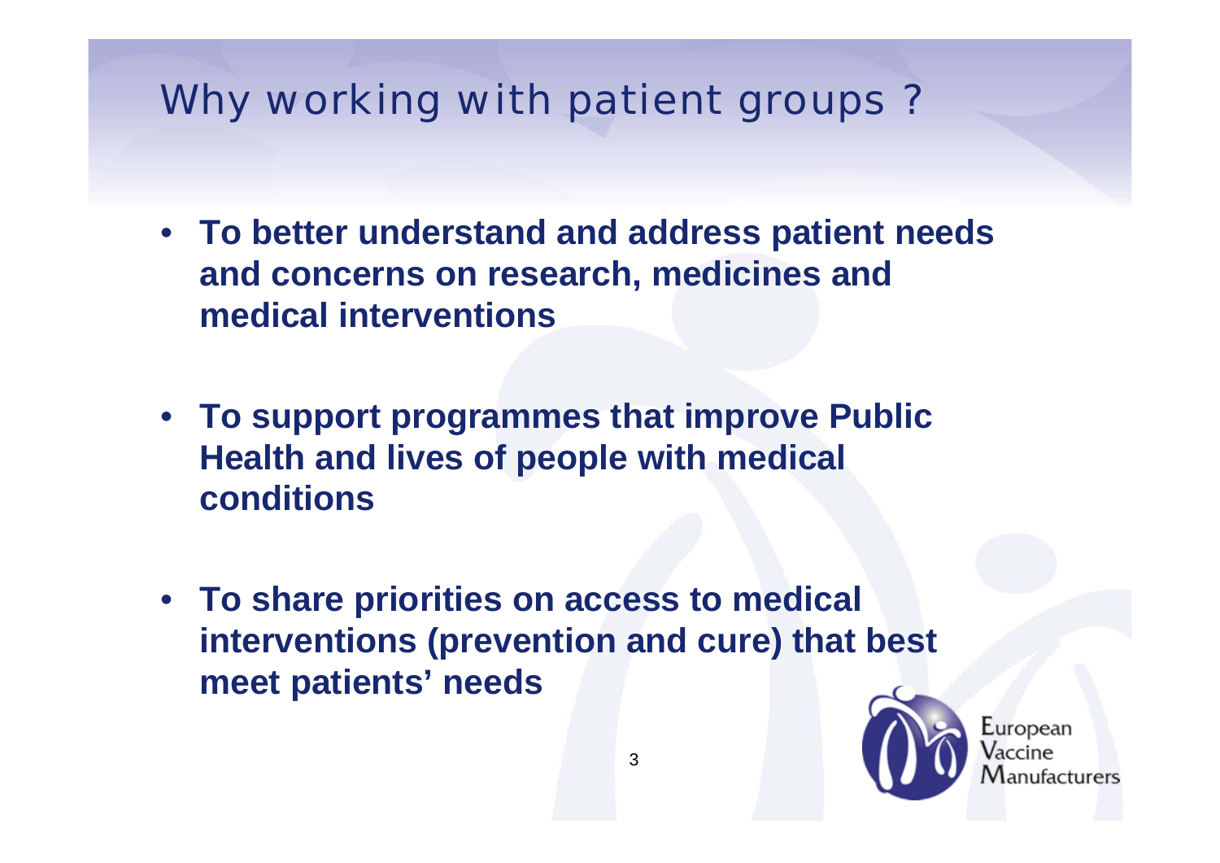# Why working with patient groups ?

- **To better understand and address patient needs and concerns on research, medicines and medical interventions**
- **To support programmes that improve Public Health and lives of people with medical conditions**
- **To share priorities on access to medical interventions (prevention and cure) that best meet patients' needs**

European Vaccine Manufacturers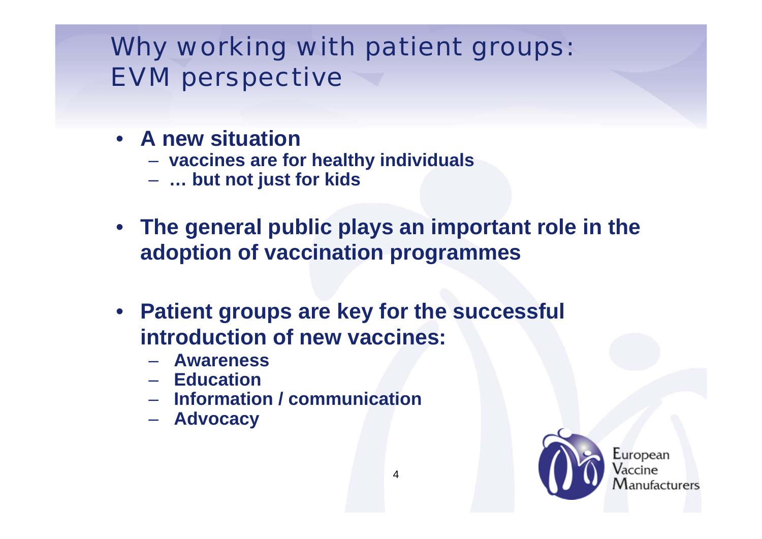# Why working with patient groups: EVM perspective

- **A new situation**
  - **vaccines are for healthy individuals**
  - **… but not just for kids**
- **The general public plays an important role in the adoption of vaccination programmes**
- **Patient groups are key for the successful introduction of new vaccines:**
  - **Awareness**
  - **Education**
  - **Information / communication**
  - **Advocacy**

European Vaccine Manufacturers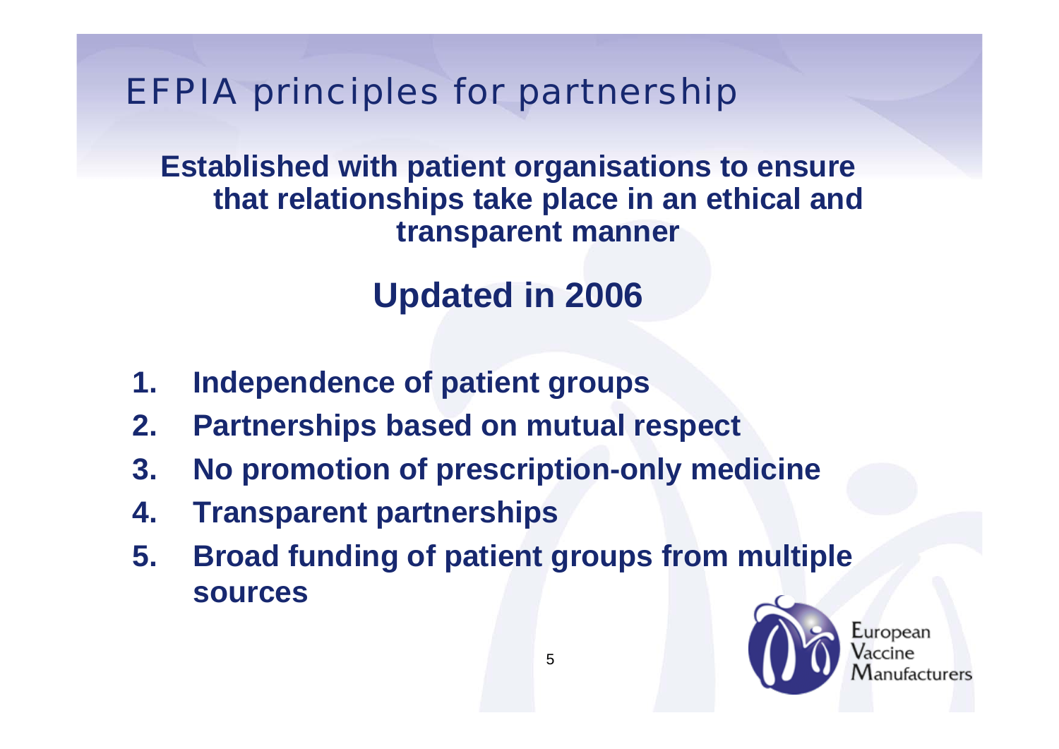# EFPIA principles for partnership

**Established with patient organisations to ensure that relationships take place in an ethical and transparent manner**

## Updated in 2006

1. **Independence of patient groups**
2. **Partnerships based on mutual respect**
3. **No promotion of prescription-only medicine**
4. **Transparent partnerships**
5. **Broad funding of patient groups from multiple sources**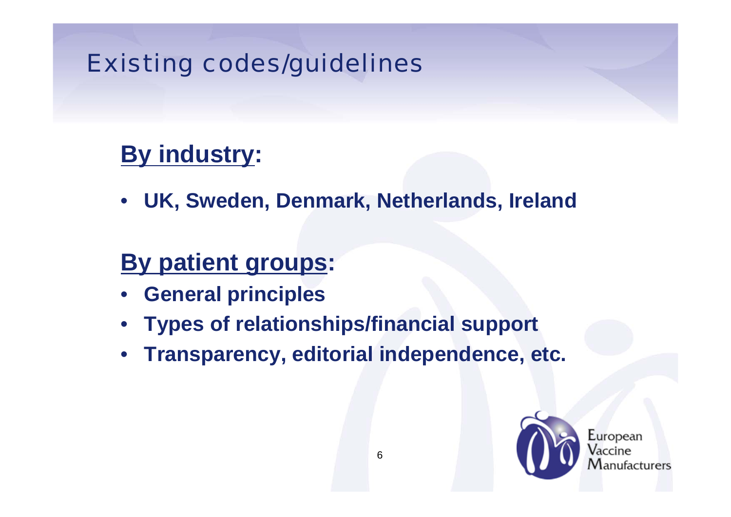# Existing codes/guidelines

## By industry:

- UK, Sweden, Denmark, Netherlands, Ireland

## By patient groups:

- General principles
- Types of relationships/financial support
- Transparency, editorial independence, etc.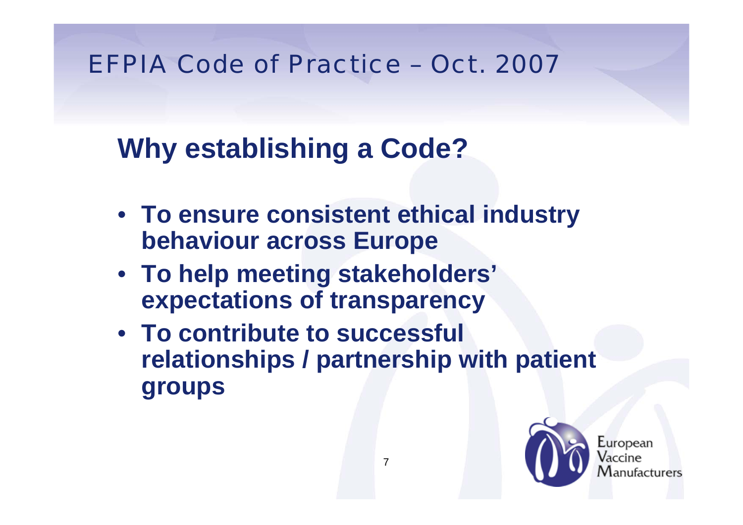# EFPIA Code of Practice – Oct. 2007

## Why establishing a Code?

- **To ensure consistent ethical industry behaviour across Europe**
- **To help meeting stakeholders' expectations of transparency**
- **To contribute to successful relationships / partnership with patient groups**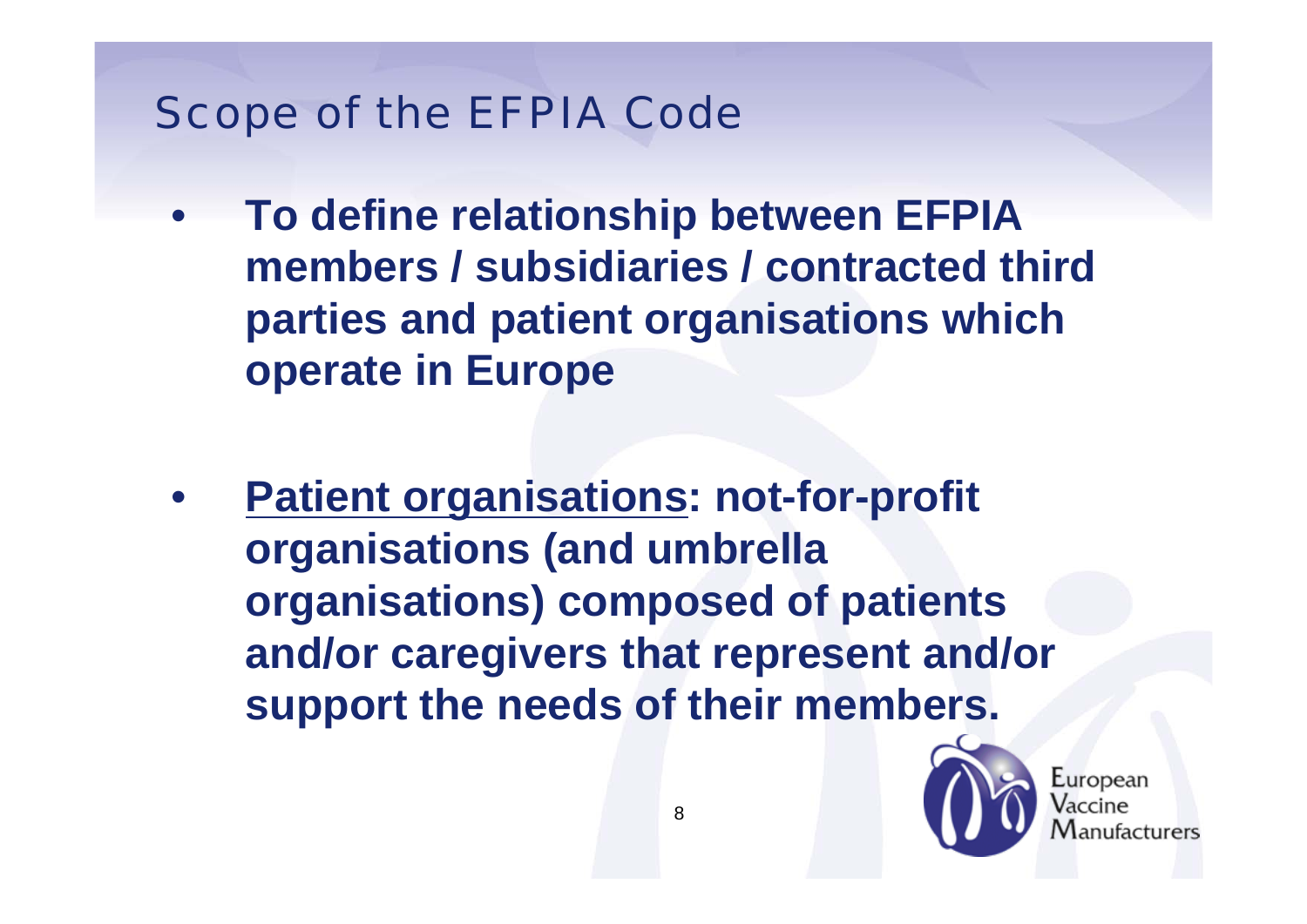# Scope of the EFPIA Code

- **To define relationship between EFPIA members / subsidiaries / contracted third parties and patient organisations which operate in Europe**

- **<u>Patient organisations</u>: not-for-profit organisations (and umbrella organisations) composed of patients and/or caregivers that represent and/or support the needs of their members.**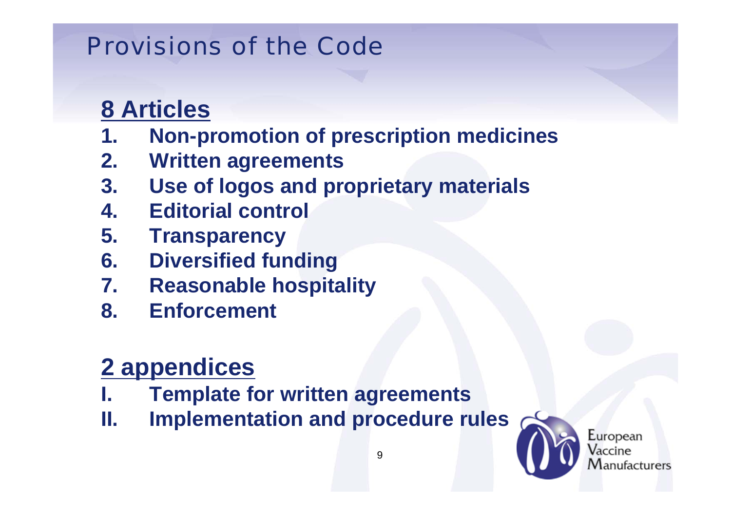# Provisions of the Code

## 8 Articles

1. Non-promotion of prescription medicines
2. Written agreements
3. Use of logos and proprietary materials
4. Editorial control
5. Transparency
6. Diversified funding
7. Reasonable hospitality
8. Enforcement

## 2 appendices

I. Template for written agreements
II. Implementation and procedure rules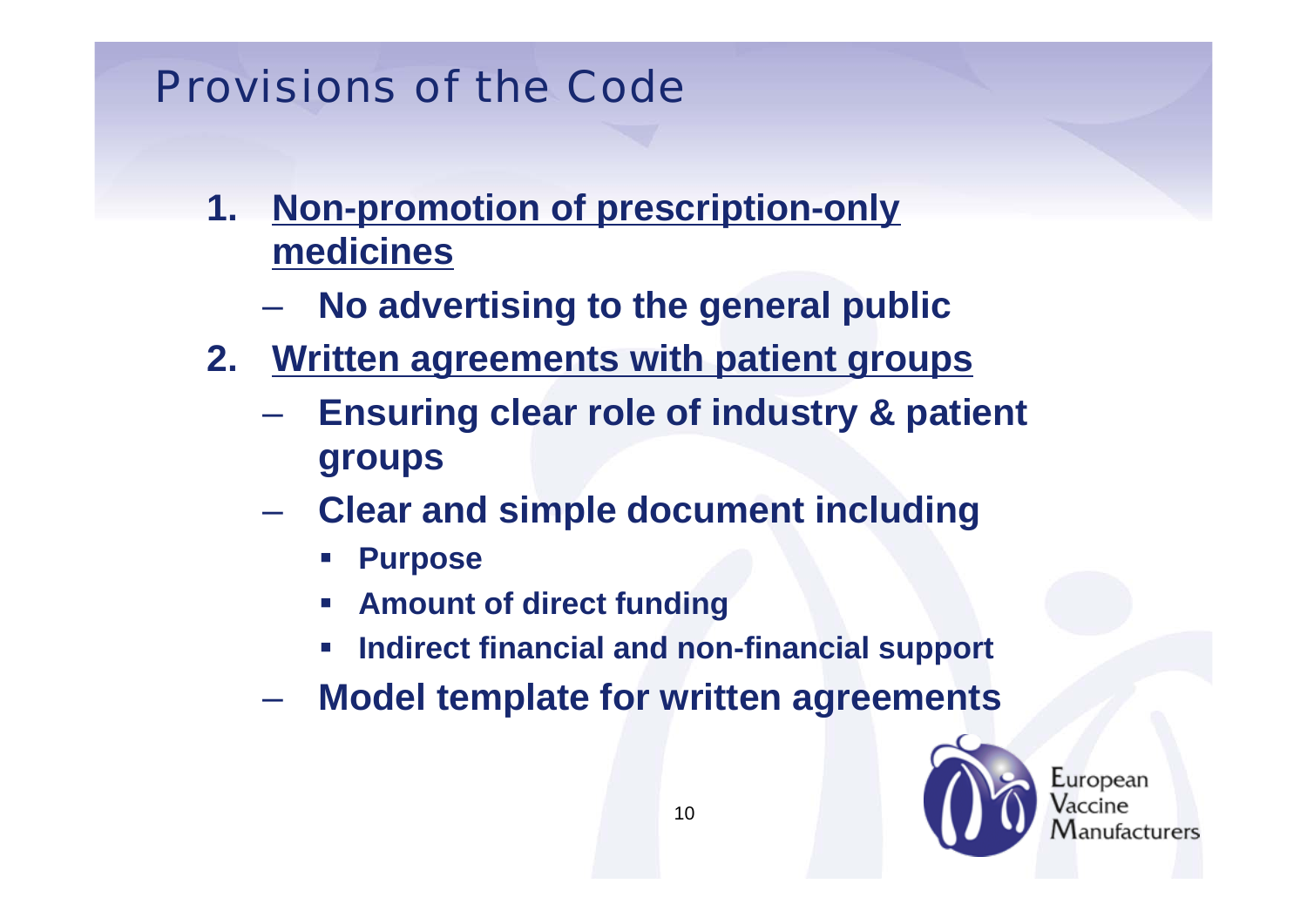# Provisions of the Code

1. **<u>Non-promotion of prescription-only medicines</u>**
   - **No advertising to the general public**
2. **<u>Written agreements with patient groups</u>**
   - **Ensuring clear role of industry & patient groups**
   - **Clear and simple document including**
     - **Purpose**
     - **Amount of direct funding**
     - **Indirect financial and non-financial support**
   - **Model template for written agreements**

European Vaccine Manufacturers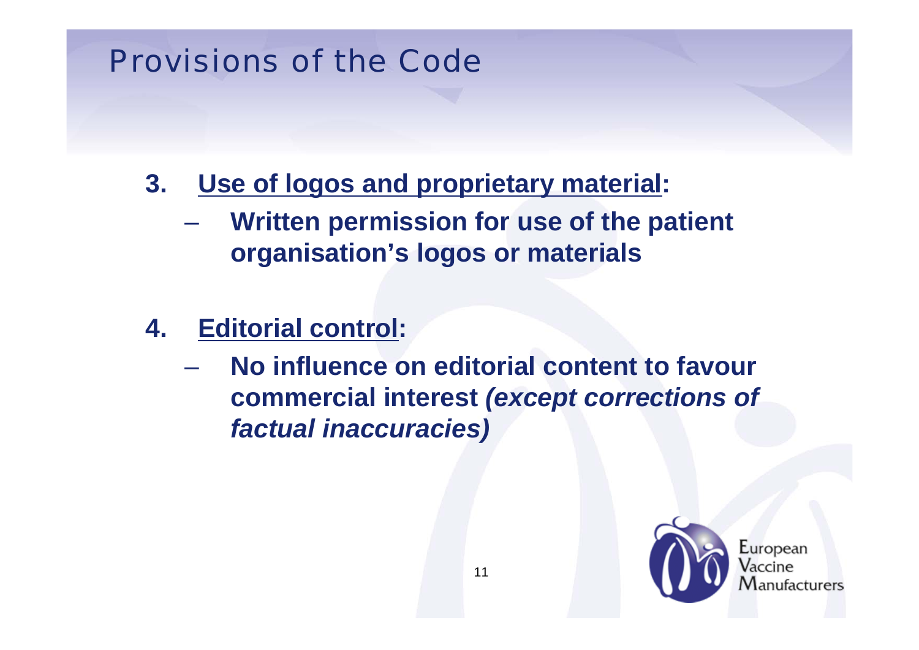# Provisions of the Code

3. **Use of logos and proprietary material:**
   - **Written permission for use of the patient organisation's logos or materials**

4. **Editorial control:**
   - **No influence on editorial content to favour commercial interest *(except corrections of factual inaccuracies)***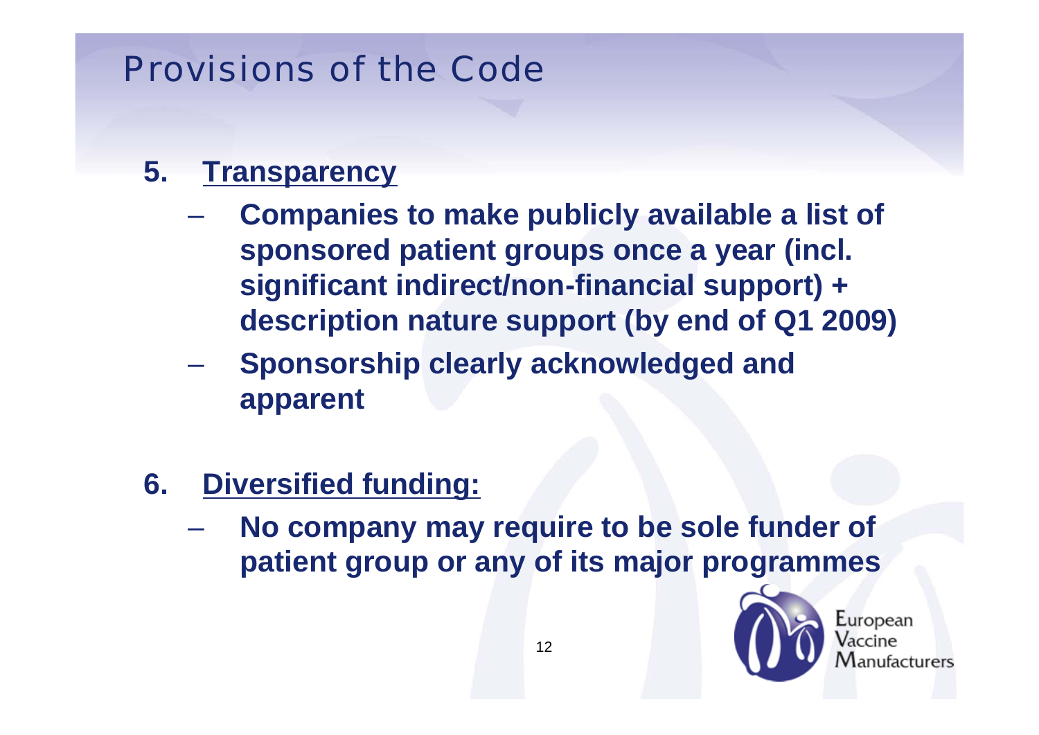# Provisions of the Code

5. **Transparency**
   - **Companies to make publicly available a list of sponsored patient groups once a year (incl. significant indirect/non-financial support) + description nature support (by end of Q1 2009)**
   - **Sponsorship clearly acknowledged and apparent**

6. **Diversified funding:**
   - **No company may require to be sole funder of patient group or any of its major programmes**

European Vaccine Manufacturers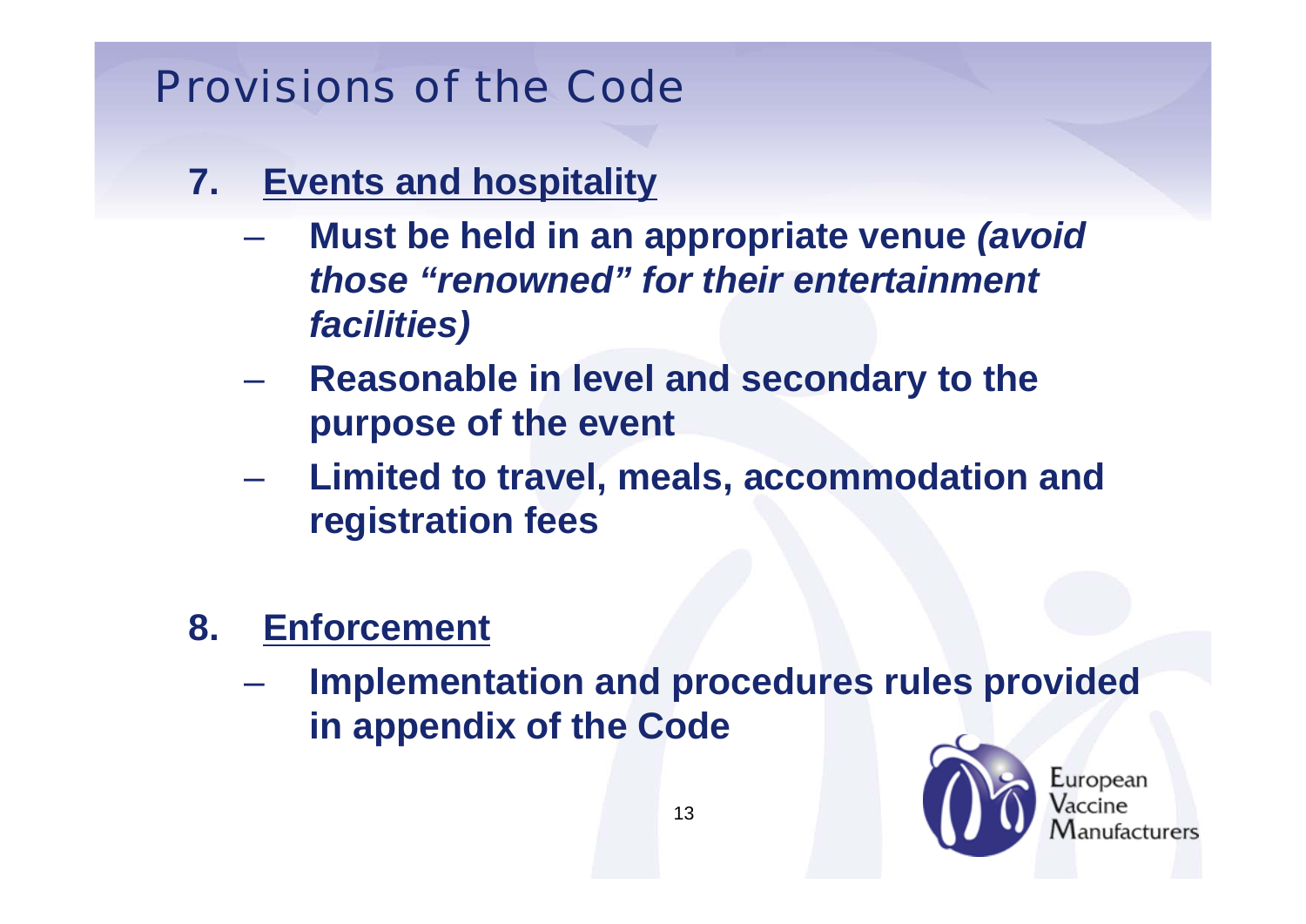# Provisions of the Code

7. **Events and hospitality**
   - **Must be held in an appropriate venue *(avoid those "renowned" for their entertainment facilities)***
   - **Reasonable in level and secondary to the purpose of the event**
   - **Limited to travel, meals, accommodation and registration fees**

8. **Enforcement**
   - **Implementation and procedures rules provided in appendix of the Code**

European Vaccine Manufacturers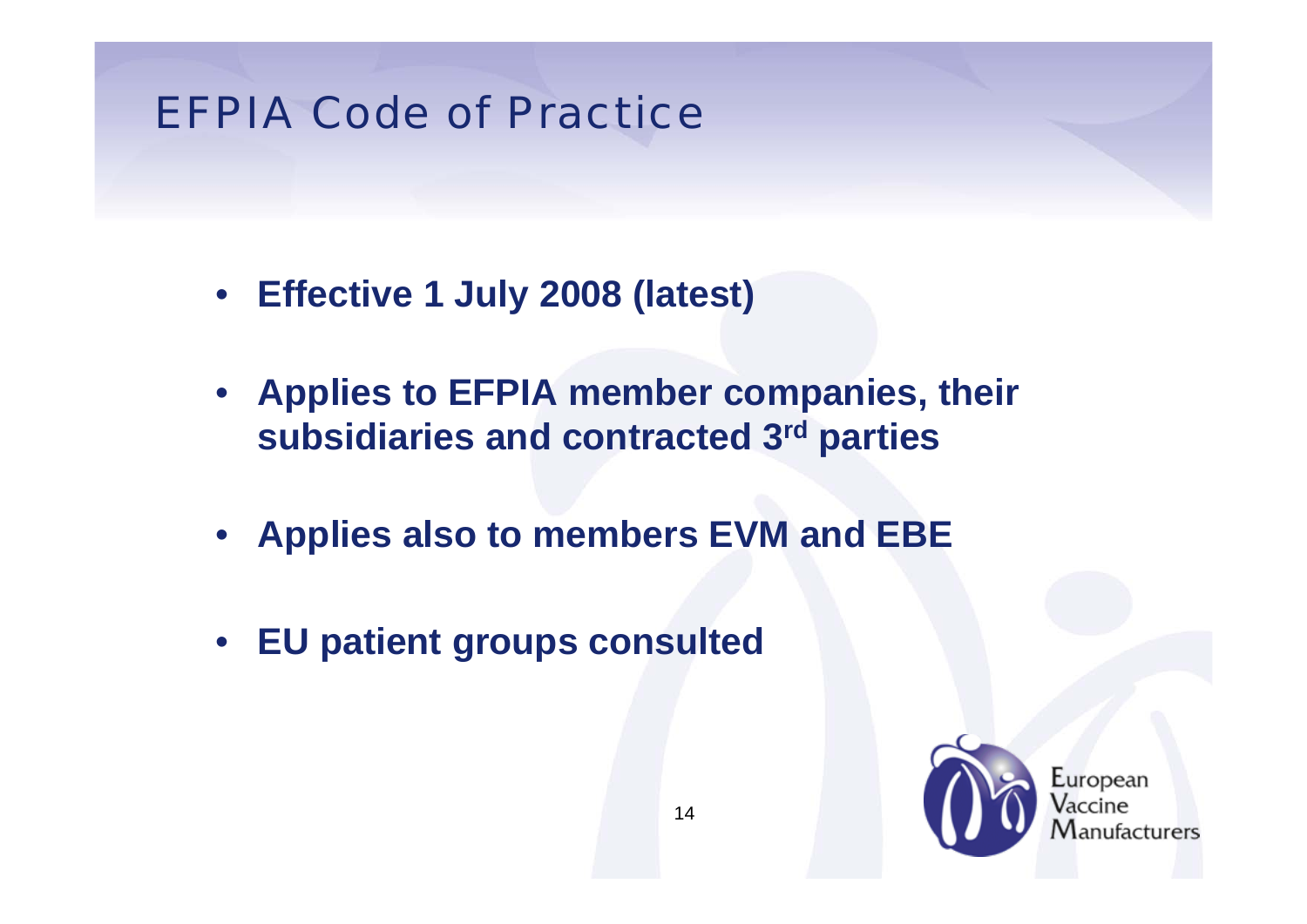# EFPIA Code of Practice

- **Effective 1 July 2008 (latest)**
- **Applies to EFPIA member companies, their subsidiaries and contracted 3rd parties**
- **Applies also to members EVM and EBE**
- **EU patient groups consulted**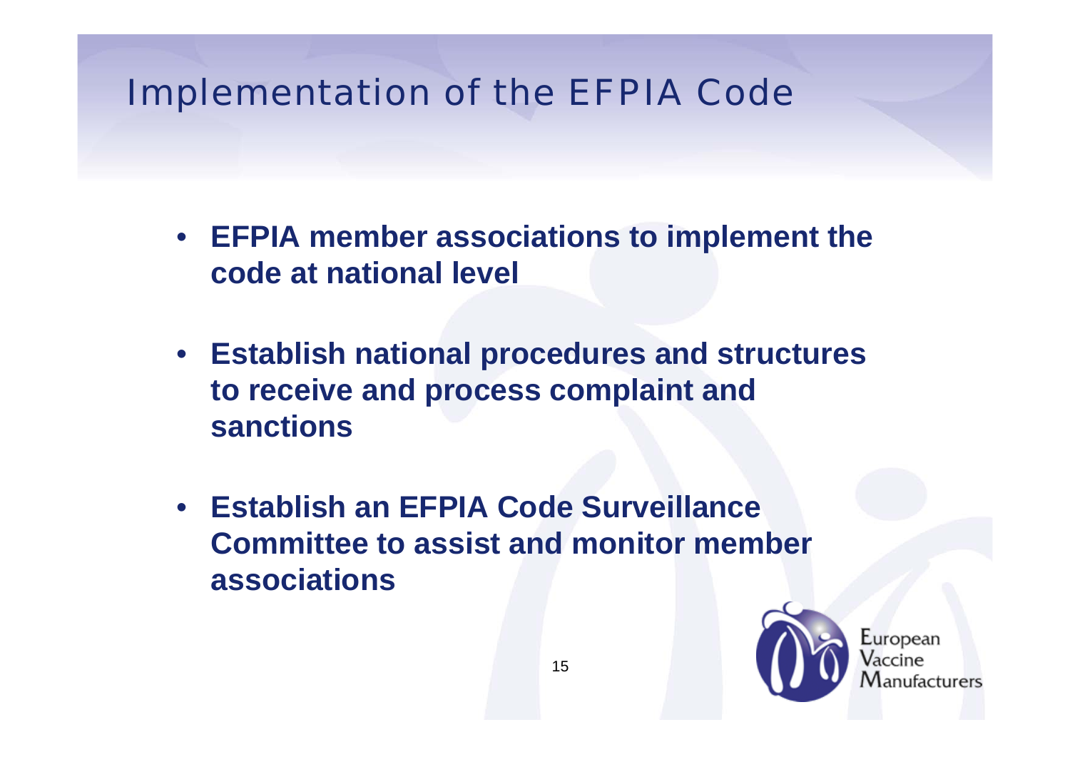# Implementation of the EFPIA Code

- **EFPIA member associations to implement the code at national level**
- **Establish national procedures and structures to receive and process complaint and sanctions**
- **Establish an EFPIA Code Surveillance Committee to assist and monitor member associations**

European Vaccine Manufacturers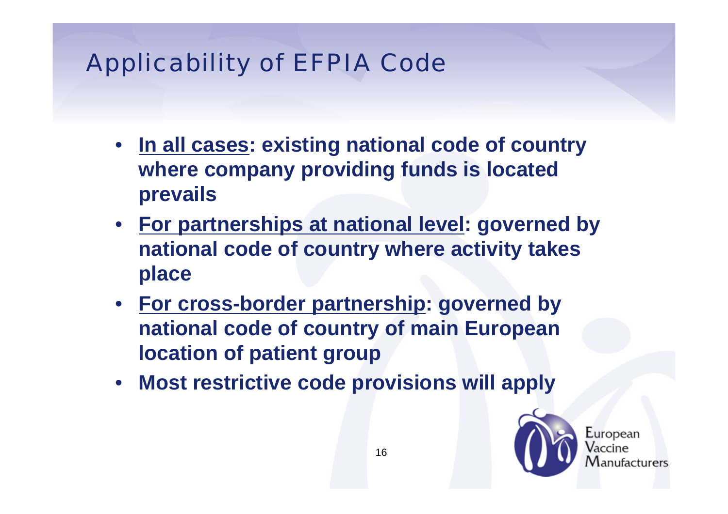# Applicability of EFPIA Code

- **In all cases: existing national code of country where company providing funds is located prevails**
- **For partnerships at national level: governed by national code of country where activity takes place**
- **For cross-border partnership: governed by national code of country of main European location of patient group**
- **Most restrictive code provisions will apply**

European Vaccine Manufacturers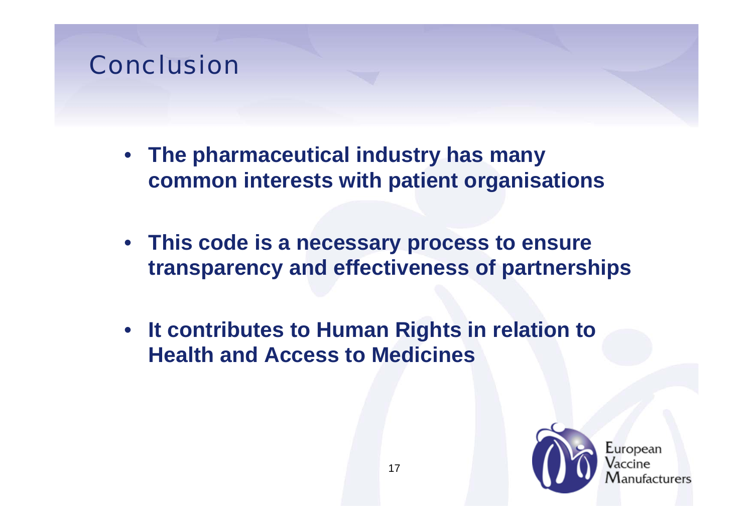# Conclusion

- **The pharmaceutical industry has many common interests with patient organisations**
- **This code is a necessary process to ensure transparency and effectiveness of partnerships**
- **It contributes to Human Rights in relation to Health and Access to Medicines**

European Vaccine Manufacturers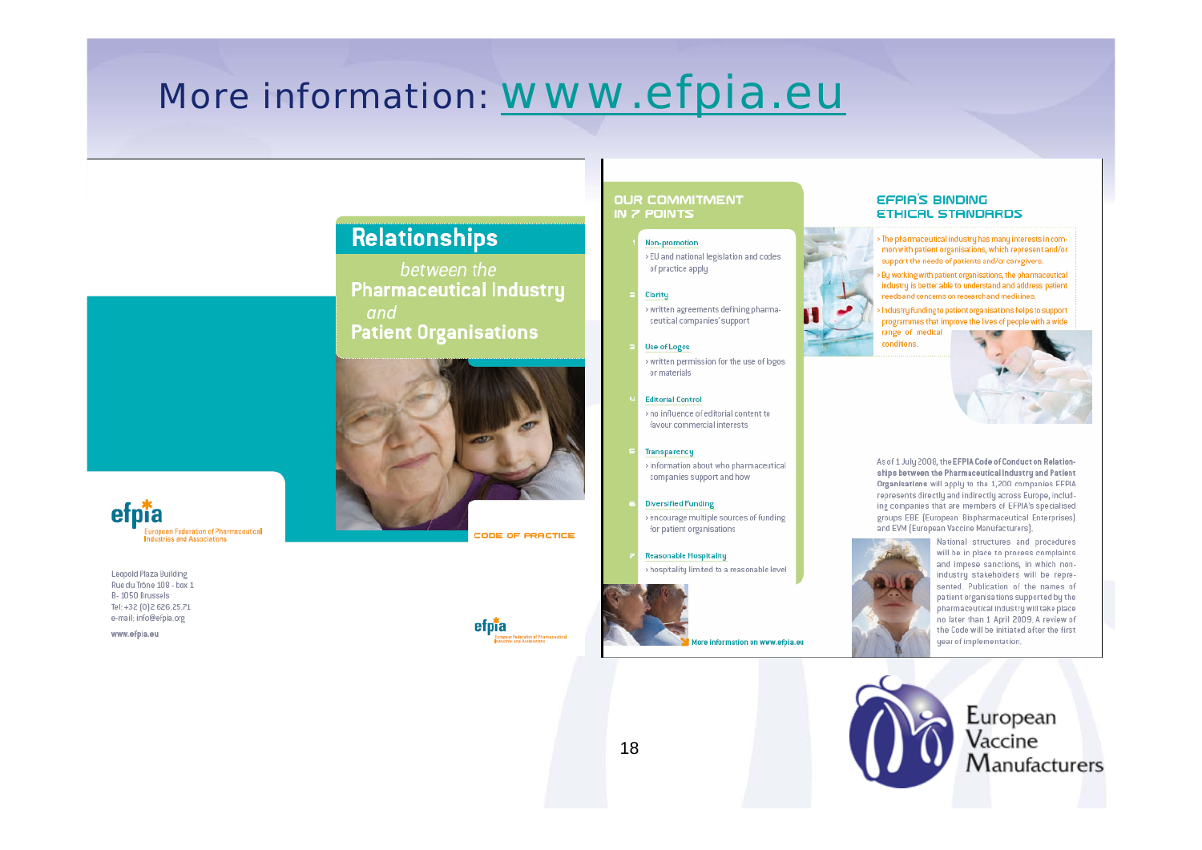# More information: www.efpia.eu

## Relationships

*between the*
**Pharmaceutical Industry**
*and*
**Patient Organisations**

CODE OF PRACTICE

efpia
European Federation of Pharmaceutical Industries and Associations

Leopold Plaza Building
Rue du Trône 108 - box 1
B- 1050 Brussels
Tel: +32 (0)2 626.25.71
e-mail: info@efpia.org

www.efpia.eu

### OUR COMMITMENT IN 7 POINTS

1. Non-promotion
   - EU and national legislation and codes of practice apply
2. Clarity
   - written agreements defining pharmaceutical companies' support
3. Use of Logos
   - written permission for the use of logos or materials
4. Editorial Control
   - no influence of editorial content to favour commercial interests
5. Transparency
   - information about who pharmaceutical companies support and how
6. Diversified Funding
   - encourage multiple sources of funding for patient organisations
7. Reasonable Hospitality
   - hospitality limited to a reasonable level

More information on www.efpia.eu

### EFPIA'S BINDING ETHICAL STANDARDS

- The pharmaceutical industry has many interests in common with patient organisations, which represent and/or support the needs of patients and/or caregivers.
- By working with patient organisations, the pharmaceutical industry is better able to understand and address patient needs and concerns on research and medicines.
- Industry funding to patient organisations helps to support programmes that improve the lives of people with a wide range of medical conditions.

As of 1 July 2008, the **EFPIA Code of Conduct on Relationships between the Pharmaceutical Industry and Patient Organisations** will apply to the 1,200 companies EFPIA represents directly and indirectly across Europe, including companies that are members of EFPIA's specialised groups EBE (European Biopharmaceutical Enterprises) and EVM (European Vaccine Manufacturers).

National structures and procedures will be in place to process complaints and impose sanctions, in which non-industry stakeholders will be represented. Publication of the names of patient organisations supported by the pharmaceutical industry will take place no later than 1 April 2009. A review of the Code will be initiated after the first year of implementation.

European Vaccine Manufacturers